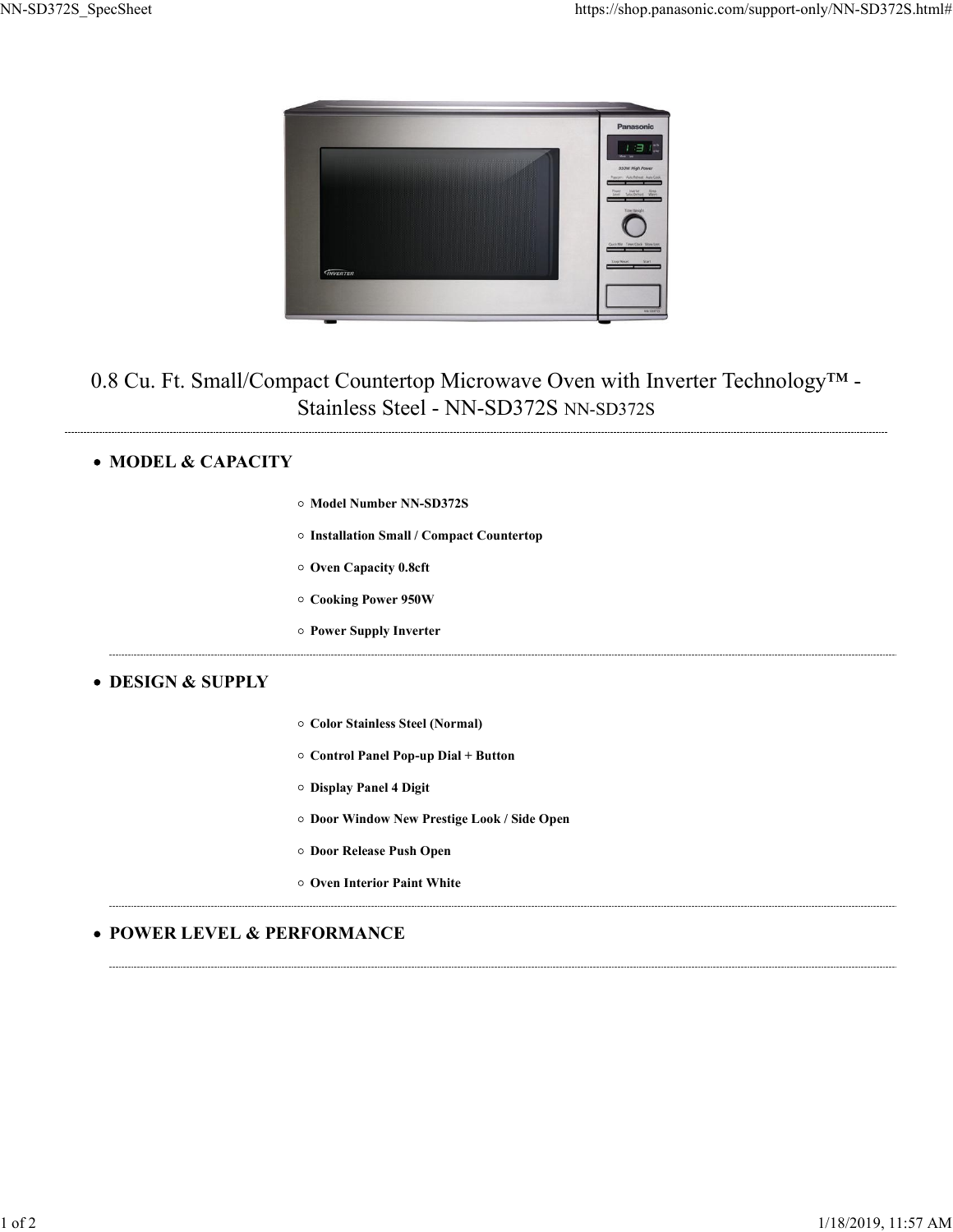# 0.8 Cu. Ft. Small/Compact Countertop Microwave Oven with Inverter Technology™ - Stainless Steel - NN-SD372S NN-SD372S

- **MODEL & CAPACITY**
  - **Model Number NN-SD372S**
  - **Installation Small / Compact Countertop**
  - **Oven Capacity 0.8cft**
  - **Cooking Power 950W**
  - **Power Supply Inverter**

- **DESIGN & SUPPLY**
  - **Color Stainless Steel (Normal)**
  - **Control Panel Pop-up Dial + Button**
  - **Display Panel 4 Digit**
  - **Door Window New Prestige Look / Side Open**
  - **Door Release Push Open**
  - **Oven Interior Paint White**

- **POWER LEVEL & PERFORMANCE**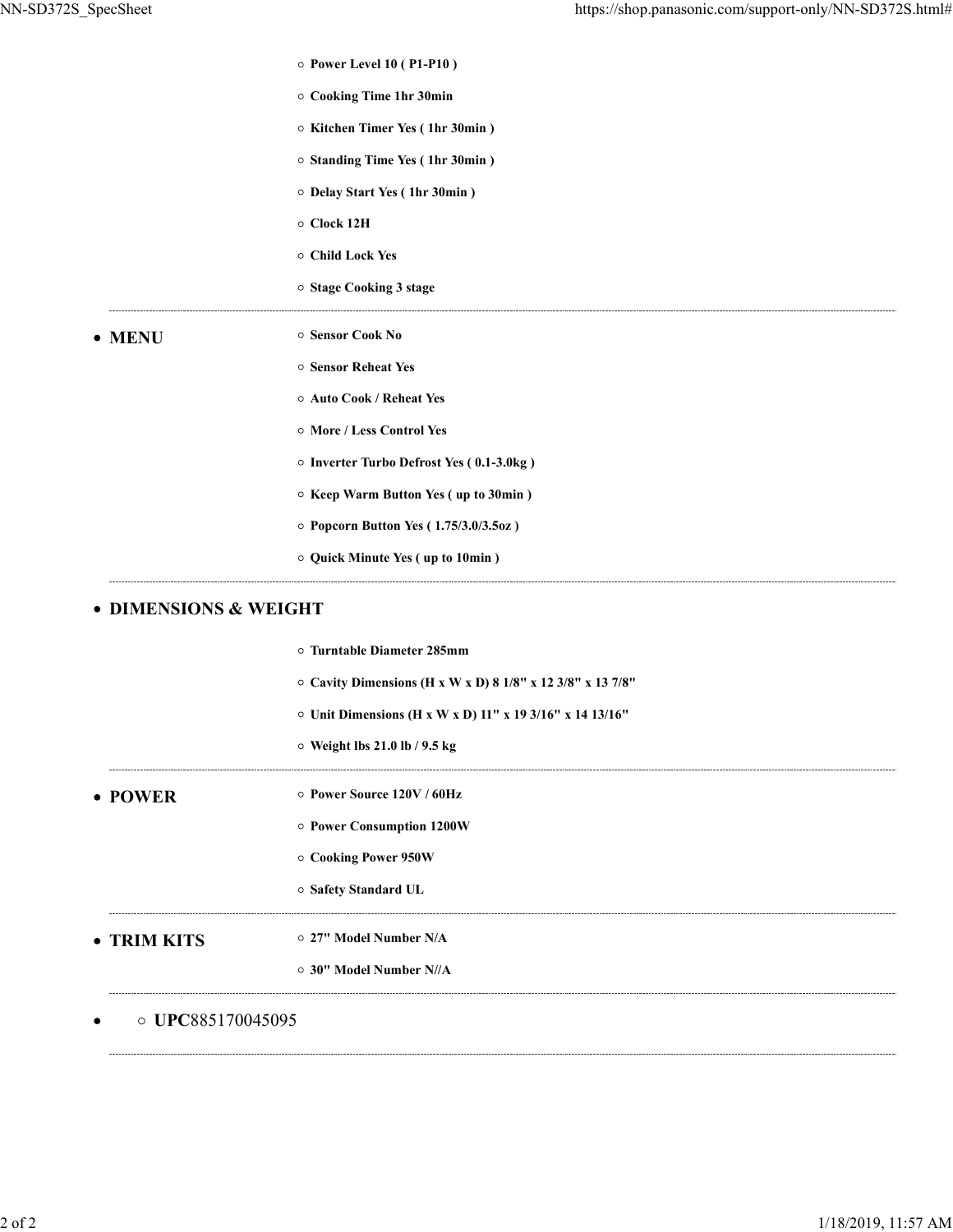- Power Level 10 ( P1-P10 )
- Cooking Time 1hr 30min
- Kitchen Timer Yes ( 1hr 30min )
- Standing Time Yes ( 1hr 30min )
- Delay Start Yes ( 1hr 30min )
- Clock 12H
- Child Lock Yes
- Stage Cooking 3 stage

---

- **MENU**
  - Sensor Cook No
  - Sensor Reheat Yes
  - Auto Cook / Reheat Yes
  - More / Less Control Yes
  - Inverter Turbo Defrost Yes ( 0.1-3.0kg )
  - Keep Warm Button Yes ( up to 30min )
  - Popcorn Button Yes ( 1.75/3.0/3.5oz )
  - Quick Minute Yes ( up to 10min )

---

- **DIMENSIONS & WEIGHT**
  - Turntable Diameter 285mm
  - Cavity Dimensions (H x W x D) 8 1/8" x 12 3/8" x 13 7/8"
  - Unit Dimensions (H x W x D) 11" x 19 3/16" x 14 13/16"
  - Weight lbs 21.0 lb / 9.5 kg

---

- **POWER**
  - Power Source 120V / 60Hz
  - Power Consumption 1200W
  - Cooking Power 950W
  - Safety Standard UL

---

- **TRIM KITS**
  - 27" Model Number N/A
  - 30" Model Number N//A

---

- - **UPC**885170045095

---